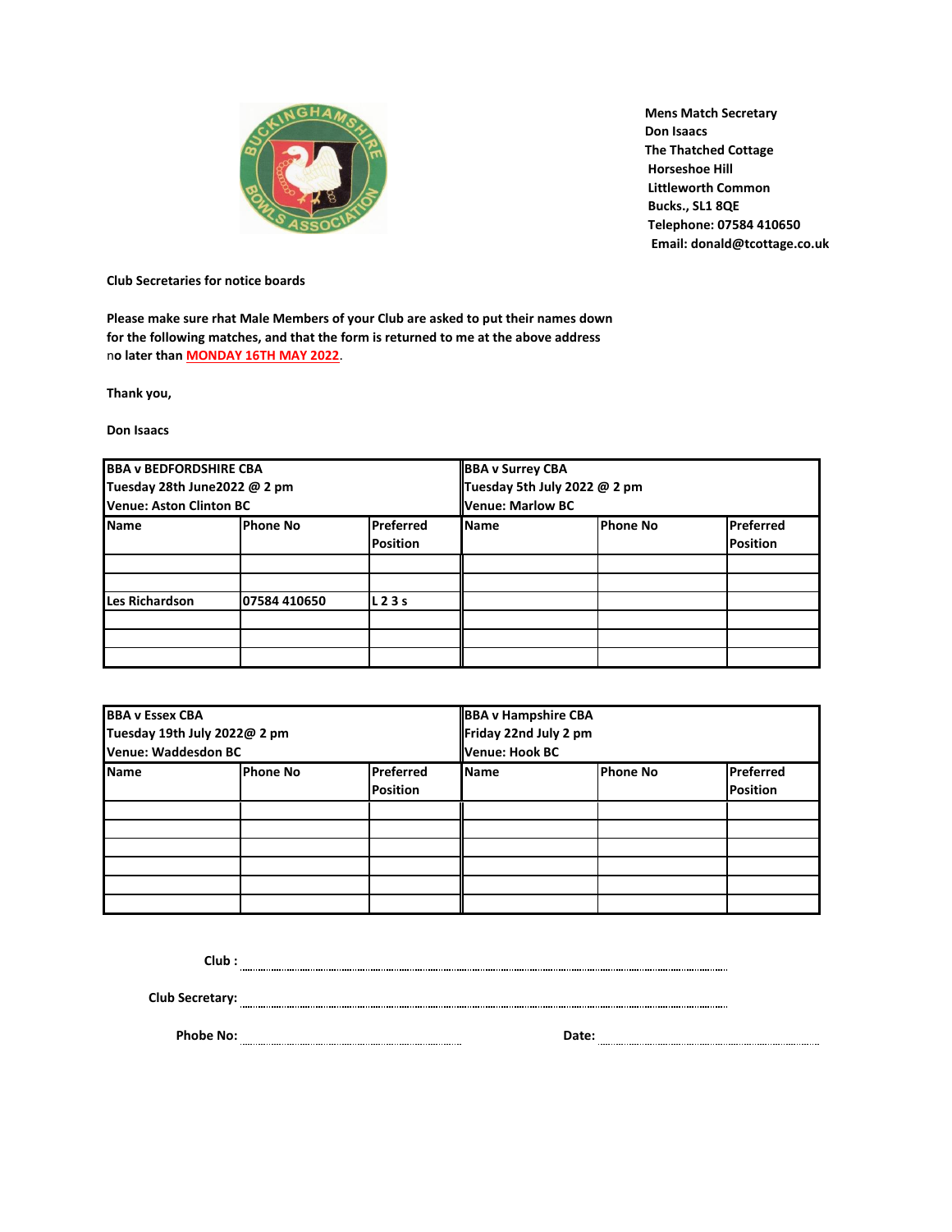**Mens Match Secretary**
**Don Isaacs**
**The Thatched Cottage**
**Horseshoe Hill**
**Littleworth Common**
**Bucks., SL1 8QE**
**Telephone: 07584 410650**
**Email: donald@tcottage.co.uk**

**Club Secretaries for notice boards**

**Please make sure rhat Male Members of your Club are asked to put their names down for the following matches, and that the form is returned to me at the above address no later than MONDAY 16TH MAY 2022.**

**Thank you,**

**Don Isaacs**

| **BBA v BEDFORDSHIRE CBA**<br>**Tuesday 28th June2022 @ 2 pm**<br>**Venue: Aston Clinton BC** | | | **BBA v Surrey CBA**<br>**Tuesday 5th July 2022 @ 2 pm**<br>**Venue: Marlow BC** | | |
|---|---|---|---|---|---|
| **Name** | **Phone No** | **Preferred Position** | **Name** | **Phone No** | **Preferred Position** |
| | | | | | |
| | | | | | |
| Les Richardson | 07584 410650 | L 2 3 s | | | |
| | | | | | |
| | | | | | |
| | | | | | |

| **BBA v Essex CBA**<br>**Tuesday 19th July 2022@ 2 pm**<br>**Venue: Waddesdon BC** | | | **BBA v Hampshire CBA**<br>**Friday 22nd July 2 pm**<br>**Venue: Hook BC** | | |
|---|---|---|---|---|---|
| **Name** | **Phone No** | **Preferred Position** | **Name** | **Phone No** | **Preferred Position** |
| | | | | | |
| | | | | | |
| | | | | | |
| | | | | | |
| | | | | | |
| | | | | | |

**Club :** ..............................................................................

**Club Secretary:** ..............................................................................

**Phobe No:** ........................................ **Date:** ........................................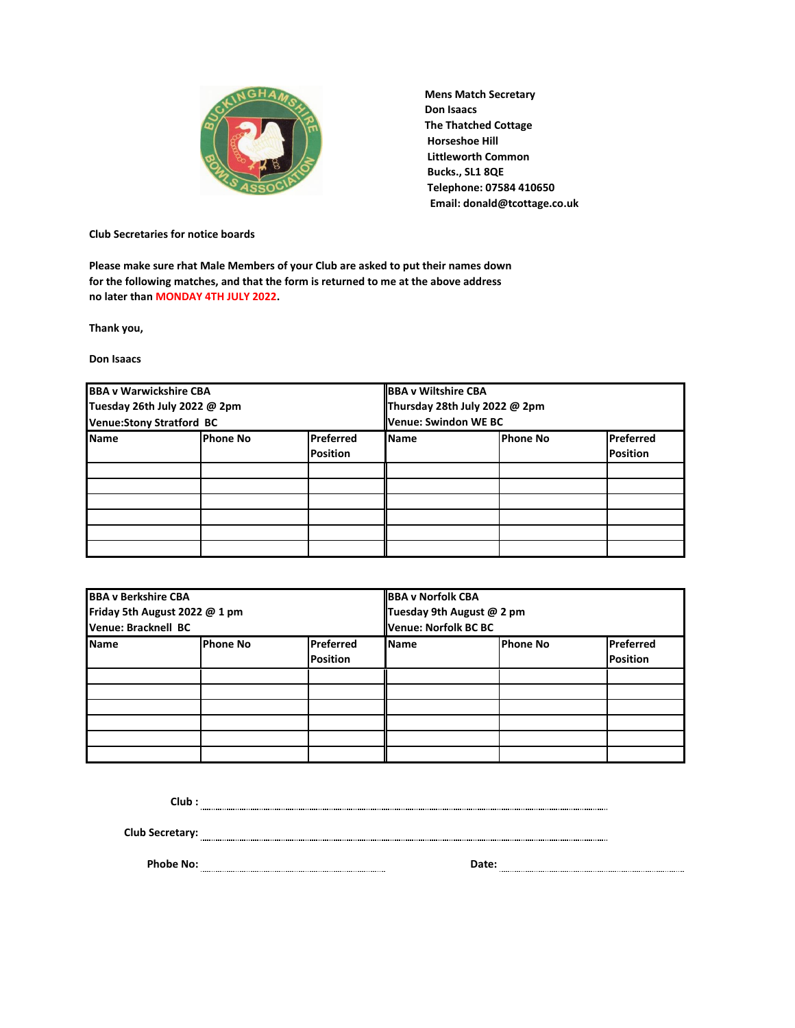**Mens Match Secretary**
**Don Isaacs**
**The Thatched Cottage**
**Horseshoe Hill**
**Littleworth Common**
**Bucks., SL1 8QE**
**Telephone: 07584 410650**
**Email: donald@tcottage.co.uk**

**Club Secretaries for notice boards**

**Please make sure rhat Male Members of your Club are asked to put their names down for the following matches, and that the form is returned to me at the above address no later than MONDAY 4TH JULY 2022.**

**Thank you,**

**Don Isaacs**

| BBA v Warwickshire CBA<br>Tuesday 26th July 2022 @ 2pm<br>Venue:Stony Stratford BC | | | BBA v Wiltshire CBA<br>Thursday 28th July 2022 @ 2pm<br>Venue: Swindon WE BC | | |
|---|---|---|---|---|---|
| **Name** | **Phone No** | **Preferred Position** | **Name** | **Phone No** | **Preferred Position** |
| | | | | | |
| | | | | | |
| | | | | | |
| | | | | | |
| | | | | | |
| | | | | | |

| BBA v Berkshire CBA<br>Friday 5th August 2022 @ 1 pm<br>Venue: Bracknell BC | | | BBA v Norfolk CBA<br>Tuesday 9th August @ 2 pm<br>Venue: Norfolk BC BC | | |
|---|---|---|---|---|---|
| **Name** | **Phone No** | **Preferred Position** | **Name** | **Phone No** | **Preferred Position** |
| | | | | | |
| | | | | | |
| | | | | | |
| | | | | | |
| | | | | | |
| | | | | | |

**Club :** ..............................................................

**Club Secretary:** ..............................................................

**Phobe No:** ................................ **Date:** ................................